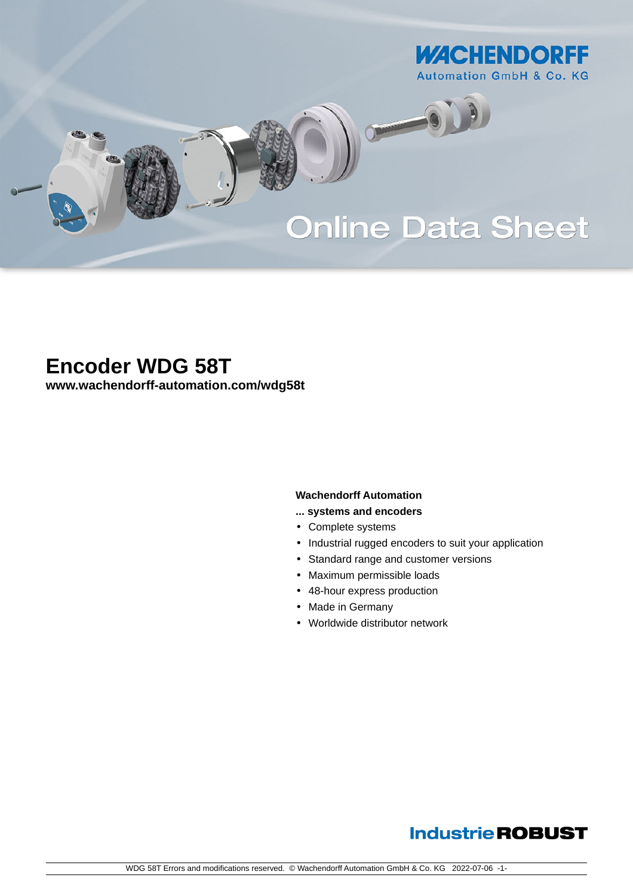WACHENDORFF

Automation GmbH & Co. KG

Online Data Sheet

# Encoder WDG 58T

**www.wachendorff-automation.com/wdg58t**

**Wachendorff Automation**

**... systems and encoders**

- Complete systems
- Industrial rugged encoders to suit your application
- Standard range and customer versions
- Maximum permissible loads
- 48-hour express production
- Made in Germany
- Worldwide distributor network

IndustrieROBUST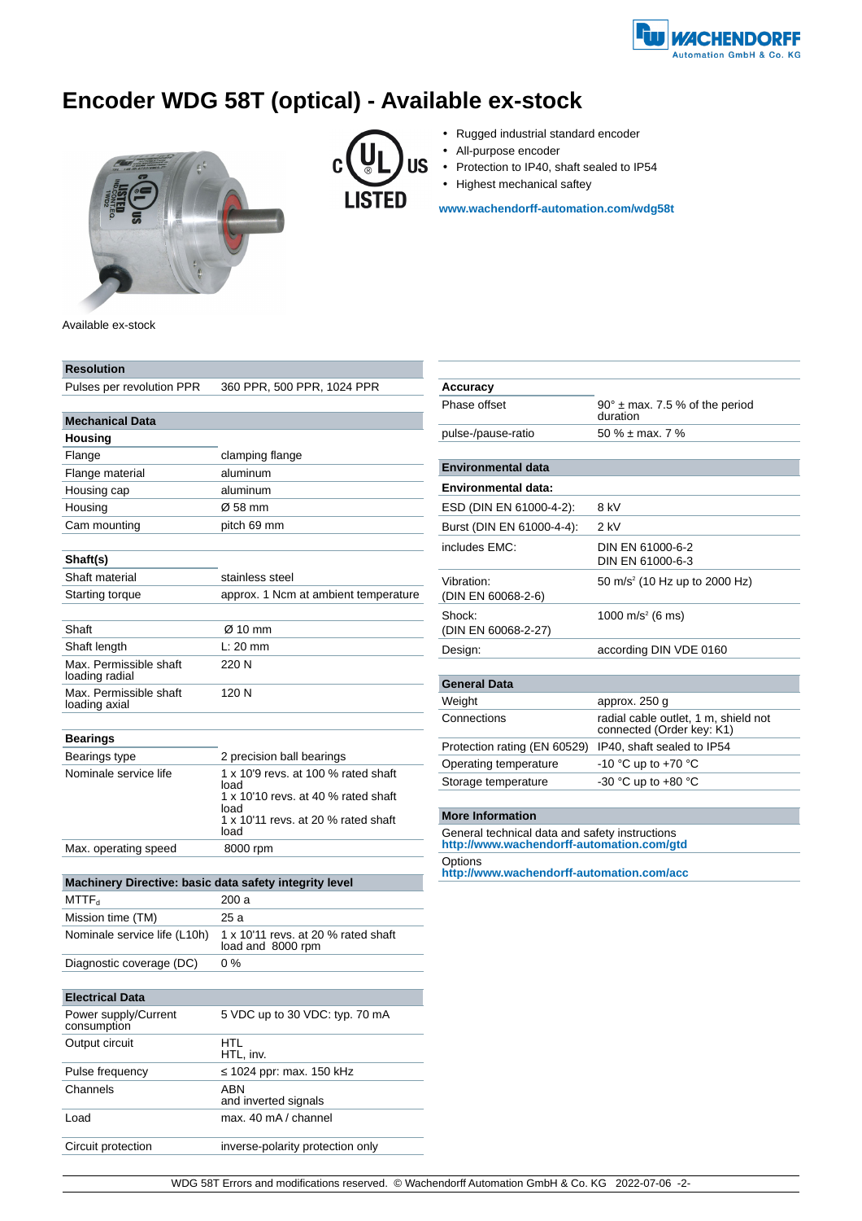# Encoder WDG 58T (optical) - Available ex-stock

- Rugged industrial standard encoder
- All-purpose encoder
- Protection to IP40, shaft sealed to IP54
- Highest mechanical saftey

**www.wachendorff-automation.com/wdg58t**

Available ex-stock

| Resolution | |
|---|---|
| Pulses per revolution PPR | 360 PPR, 500 PPR, 1024 PPR |

| Mechanical Data | |
|---|---|
| **Housing** | |
| Flange | clamping flange |
| Flange material | aluminum |
| Housing cap | aluminum |
| Housing | Ø 58 mm |
| Cam mounting | pitch 69 mm |
| **Shaft(s)** | |
| Shaft material | stainless steel |
| Starting torque | approx. 1 Ncm at ambient temperature |
| Shaft | Ø 10 mm |
| Shaft length | L: 20 mm |
| Max. Permissible shaft loading radial | 220 N |
| Max. Permissible shaft loading axial | 120 N |
| **Bearings** | |
| Bearings type | 2 precision ball bearings |
| Nominale service life | 1 x 10'9 revs. at 100 % rated shaft load<br>1 x 10'10 revs. at 40 % rated shaft load<br>1 x 10'11 revs. at 20 % rated shaft load |
| Max. operating speed | 8000 rpm |

| Machinery Directive: basic data safety integrity level | |
|---|---|
| $MTTF_d$ | 200 a |
| Mission time (TM) | 25 a |
| Nominale service life (L10h) | 1 x 10'11 revs. at 20 % rated shaft load and 8000 rpm |
| Diagnostic coverage (DC) | 0 % |

| Electrical Data | |
|---|---|
| Power supply/Current consumption | 5 VDC up to 30 VDC: typ. 70 mA |
| Output circuit | HTL<br>HTL, inv. |
| Pulse frequency | ≤ 1024 ppr: max. 150 kHz |
| Channels | ABN<br>and inverted signals |
| Load | max. 40 mA / channel |
| Circuit protection | inverse-polarity protection only |

| Accuracy | |
|---|---|
| Phase offset | 90° ± max. 7.5 % of the period duration |
| pulse-/pause-ratio | 50 % ± max. 7 % |

| Environmental data | |
|---|---|
| **Environmental data:** | |
| ESD (DIN EN 61000-4-2): | 8 kV |
| Burst (DIN EN 61000-4-4): | 2 kV |
| includes EMC: | DIN EN 61000-6-2<br>DIN EN 61000-6-3 |
| Vibration:<br>(DIN EN 60068-2-6) | 50 m/s² (10 Hz up to 2000 Hz) |
| Shock:<br>(DIN EN 60068-2-27) | 1000 m/s² (6 ms) |
| Design: | according DIN VDE 0160 |

| General Data | |
|---|---|
| Weight | approx. 250 g |
| Connections | radial cable outlet, 1 m, shield not connected (Order key: K1) |
| Protection rating (EN 60529) | IP40, shaft sealed to IP54 |
| Operating temperature | -10 °C up to +70 °C |
| Storage temperature | -30 °C up to +80 °C |

**More Information**

General technical data and safety instructions
**http://www.wachendorff-automation.com/gtd**

Options
**http://www.wachendorff-automation.com/acc**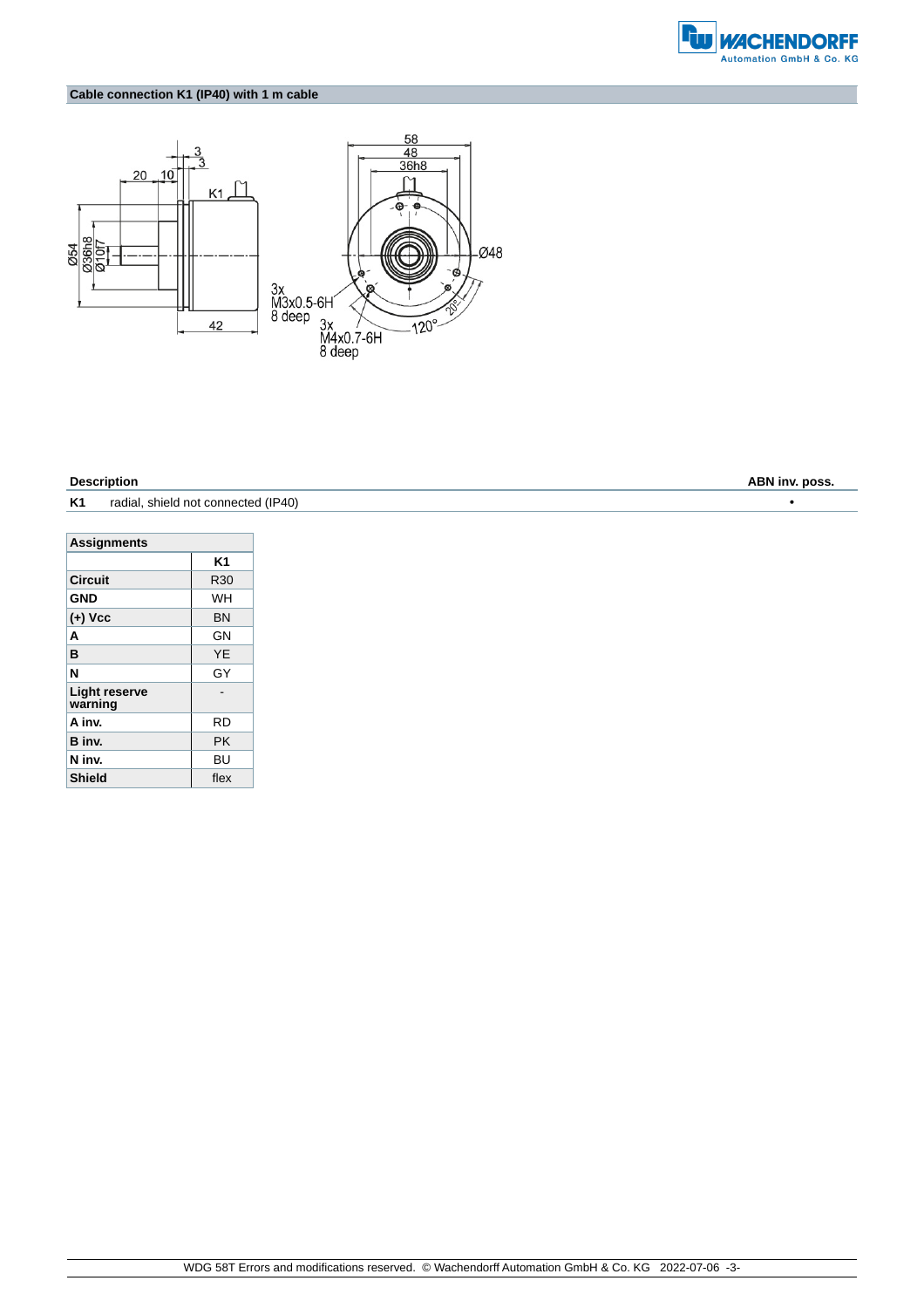## Cable connection K1 (IP40) with 1 m cable

| Description | | ABN inv. poss. |
|---|---|---|
| K1 | radial, shield not connected (IP40) | • |

| Assignments | |
|---|---|
| | K1 |
| **Circuit** | R30 |
| **GND** | WH |
| **(+) Vcc** | BN |
| **A** | GN |
| **B** | YE |
| **N** | GY |
| **Light reserve warning** | - |
| **A inv.** | RD |
| **B inv.** | PK |
| **N inv.** | BU |
| **Shield** | flex |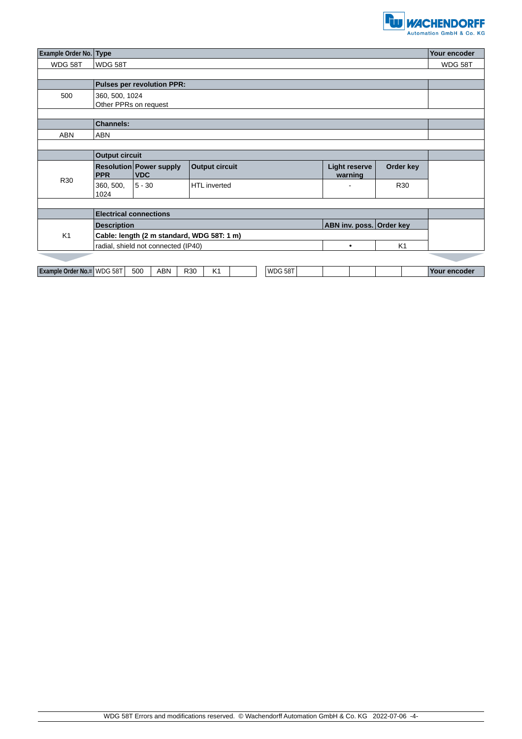| Example Order No. | Type | | | | | Your encoder |
|---|---|---|---|---|---|---|
| WDG 58T | WDG 58T | | | | | WDG 58T |
| | | | | | | |
| | **Pulses per revolution PPR:** | | | | | |
| 500 | 360, 500, 1024<br>Other PPRs on request | | | | | |
| | | | | | | |
| | **Channels:** | | | | | |
| ABN | ABN | | | | | |
| | | | | | | |
| | **Output circuit** | | | | | |
| R30 | **Resolution PPR** | **Power supply VDC** | **Output circuit** | **Light reserve warning** | **Order key** | |
| | 360, 500, 1024 | 5 - 30 | HTL inverted | - | R30 | |
| | | | | | | |
| | **Electrical connections** | | | | | |
| K1 | **Description** | | | **ABN inv. poss.** | **Order key** | |
| | **Cable: length (2 m standard, WDG 58T: 1 m)** | | | | | |
| | radial, shield not connected (IP40) | | | • | K1 | |

| Example Order No.= | WDG 58T | 500 | ABN | R30 | K1 | | | WDG 58T | | | | | | Your encoder |
|---|---|---|---|---|---|---|---|---|---|---|---|---|---|---|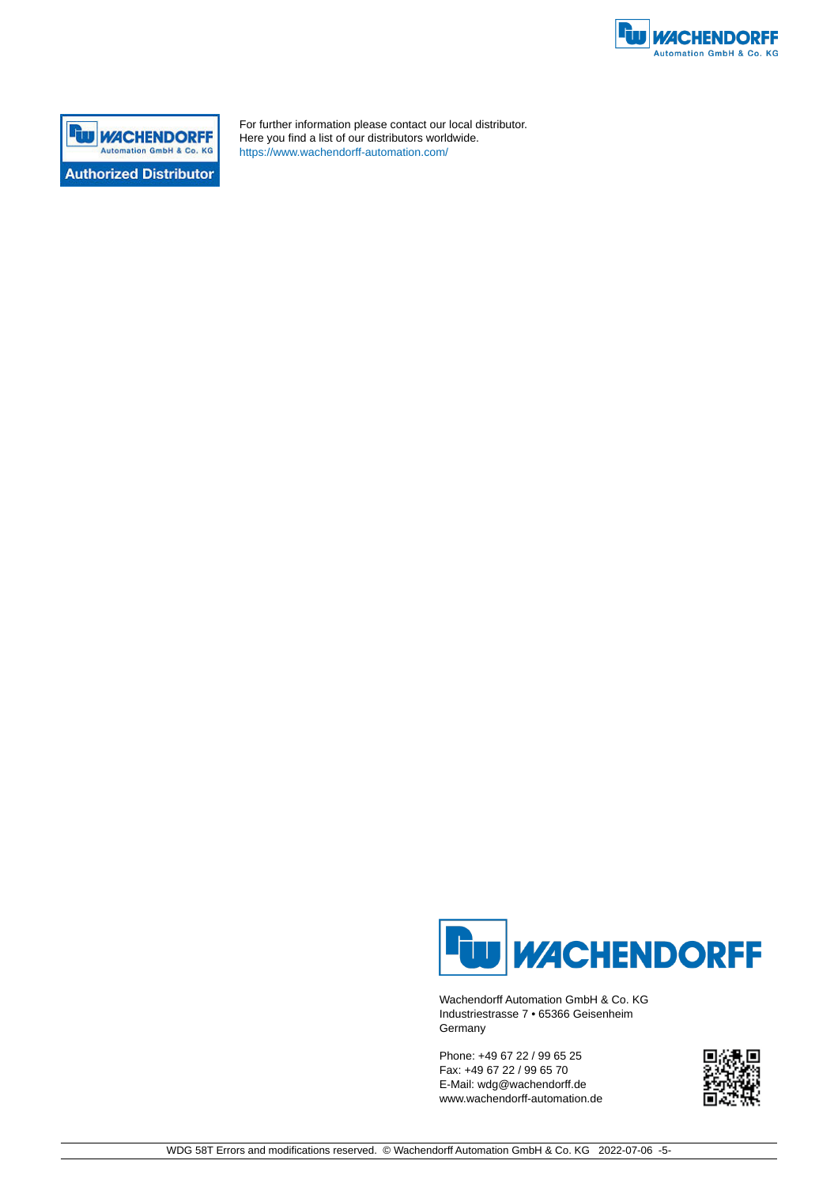Authorized Distributor

For further information please contact our local distributor.
Here you find a list of our distributors worldwide.
https://www.wachendorff-automation.com/

Wachendorff Automation GmbH & Co. KG
Industriestrasse 7 • 65366 Geisenheim
Germany

Phone: +49 67 22 / 99 65 25
Fax: +49 67 22 / 99 65 70
E-Mail: wdg@wachendorff.de
www.wachendorff-automation.de